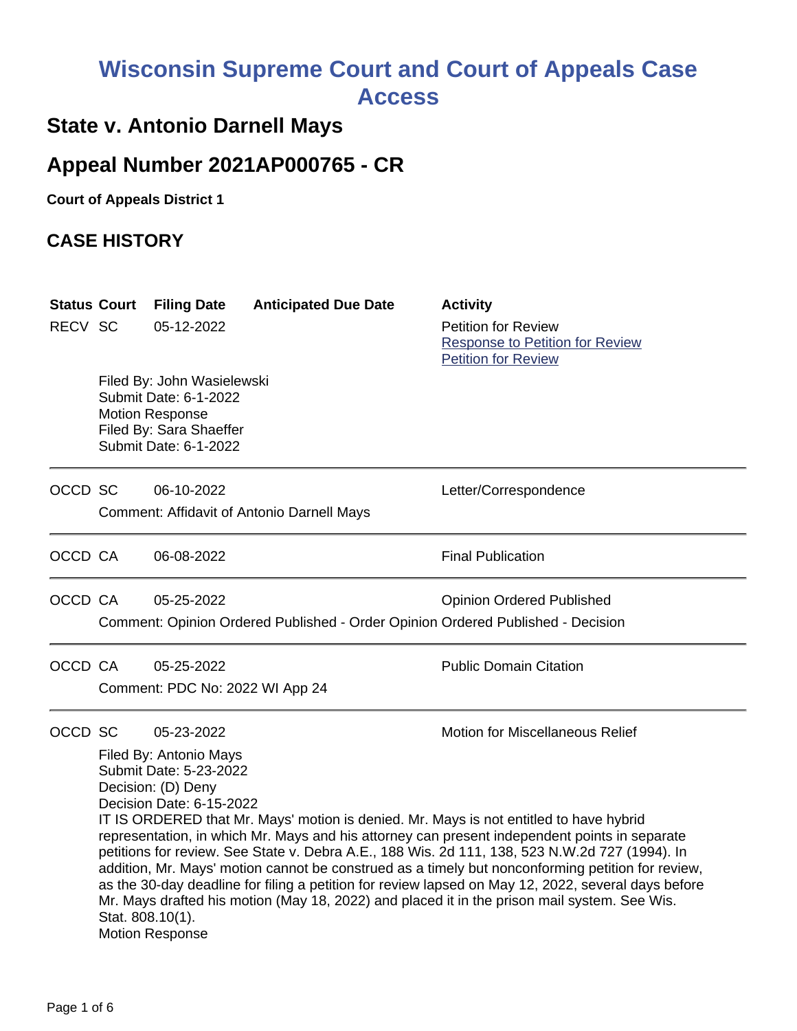# Wisconsin Supreme Court and Court of Appeals Case Access

## State v. Antonio Darnell Mays

## Appeal Number 2021AP000765 - CR

**Court of Appeals District 1**

## CASE HISTORY

| Status | Court | Filing Date | Anticipated Due Date | Activity |
|---|---|---|---|---|
| RECV | SC | 05-12-2022 | | Petition for Review<br>Response to Petition for Review<br>Petition for Review |

Filed By: John Wasielewski
Submit Date: 6-1-2022
Motion Response
Filed By: Sara Shaeffer
Submit Date: 6-1-2022

---

| Status | Court | Filing Date | Anticipated Due Date | Activity |
|---|---|---|---|---|
| OCCD | SC | 06-10-2022 | | Letter/Correspondence |

Comment: Affidavit of Antonio Darnell Mays

---

| Status | Court | Filing Date | Anticipated Due Date | Activity |
|---|---|---|---|---|
| OCCD | CA | 06-08-2022 | | Final Publication |

---

| Status | Court | Filing Date | Anticipated Due Date | Activity |
|---|---|---|---|---|
| OCCD | CA | 05-25-2022 | | Opinion Ordered Published |

Comment: Opinion Ordered Published - Order Opinion Ordered Published - Decision

---

| Status | Court | Filing Date | Anticipated Due Date | Activity |
|---|---|---|---|---|
| OCCD | CA | 05-25-2022 | | Public Domain Citation |

Comment: PDC No: 2022 WI App 24

---

| Status | Court | Filing Date | Anticipated Due Date | Activity |
|---|---|---|---|---|
| OCCD | SC | 05-23-2022 | | Motion for Miscellaneous Relief |

Filed By: Antonio Mays
Submit Date: 5-23-2022
Decision: (D) Deny
Decision Date: 6-15-2022
IT IS ORDERED that Mr. Mays' motion is denied. Mr. Mays is not entitled to have hybrid representation, in which Mr. Mays and his attorney can present independent points in separate petitions for review. See State v. Debra A.E., 188 Wis. 2d 111, 138, 523 N.W.2d 727 (1994). In addition, Mr. Mays' motion cannot be construed as a timely but nonconforming petition for review, as the 30-day deadline for filing a petition for review lapsed on May 12, 2022, several days before Mr. Mays drafted his motion (May 18, 2022) and placed it in the prison mail system. See Wis. Stat. 808.10(1).
Motion Response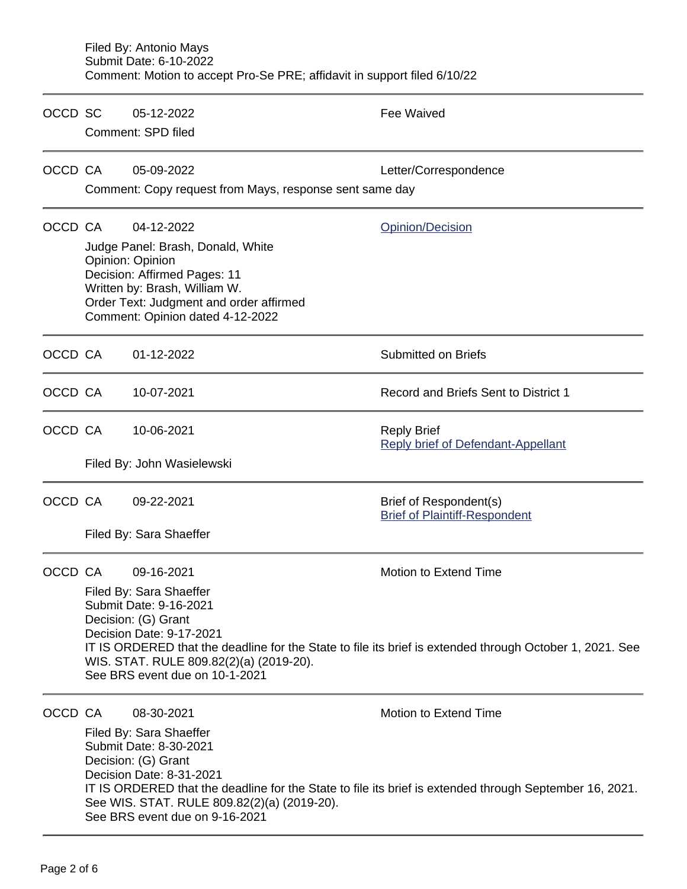Filed By: Antonio Mays
Submit Date: 6-10-2022
Comment: Motion to accept Pro-Se PRE; affidavit in support filed 6/10/22

---

OCCD SC 05-12-2022 Fee Waived

Comment: SPD filed

---

OCCD CA 05-09-2022 Letter/Correspondence

Comment: Copy request from Mays, response sent same day

---

OCCD CA 04-12-2022 Opinion/Decision

Judge Panel: Brash, Donald, White
Opinion: Opinion
Decision: Affirmed Pages: 11
Written by: Brash, William W.
Order Text: Judgment and order affirmed
Comment: Opinion dated 4-12-2022

---

OCCD CA 01-12-2022 Submitted on Briefs

---

OCCD CA 10-07-2021 Record and Briefs Sent to District 1

---

OCCD CA 10-06-2021 Reply Brief
Reply brief of Defendant-Appellant

Filed By: John Wasielewski

---

OCCD CA 09-22-2021 Brief of Respondent(s)
Brief of Plaintiff-Respondent

Filed By: Sara Shaeffer

---

OCCD CA 09-16-2021 Motion to Extend Time

Filed By: Sara Shaeffer
Submit Date: 9-16-2021
Decision: (G) Grant
Decision Date: 9-17-2021
IT IS ORDERED that the deadline for the State to file its brief is extended through October 1, 2021. See WIS. STAT. RULE 809.82(2)(a) (2019-20).
See BRS event due on 10-1-2021

---

OCCD CA 08-30-2021 Motion to Extend Time

Filed By: Sara Shaeffer
Submit Date: 8-30-2021
Decision: (G) Grant
Decision Date: 8-31-2021
IT IS ORDERED that the deadline for the State to file its brief is extended through September 16, 2021. See WIS. STAT. RULE 809.82(2)(a) (2019-20).
See BRS event due on 9-16-2021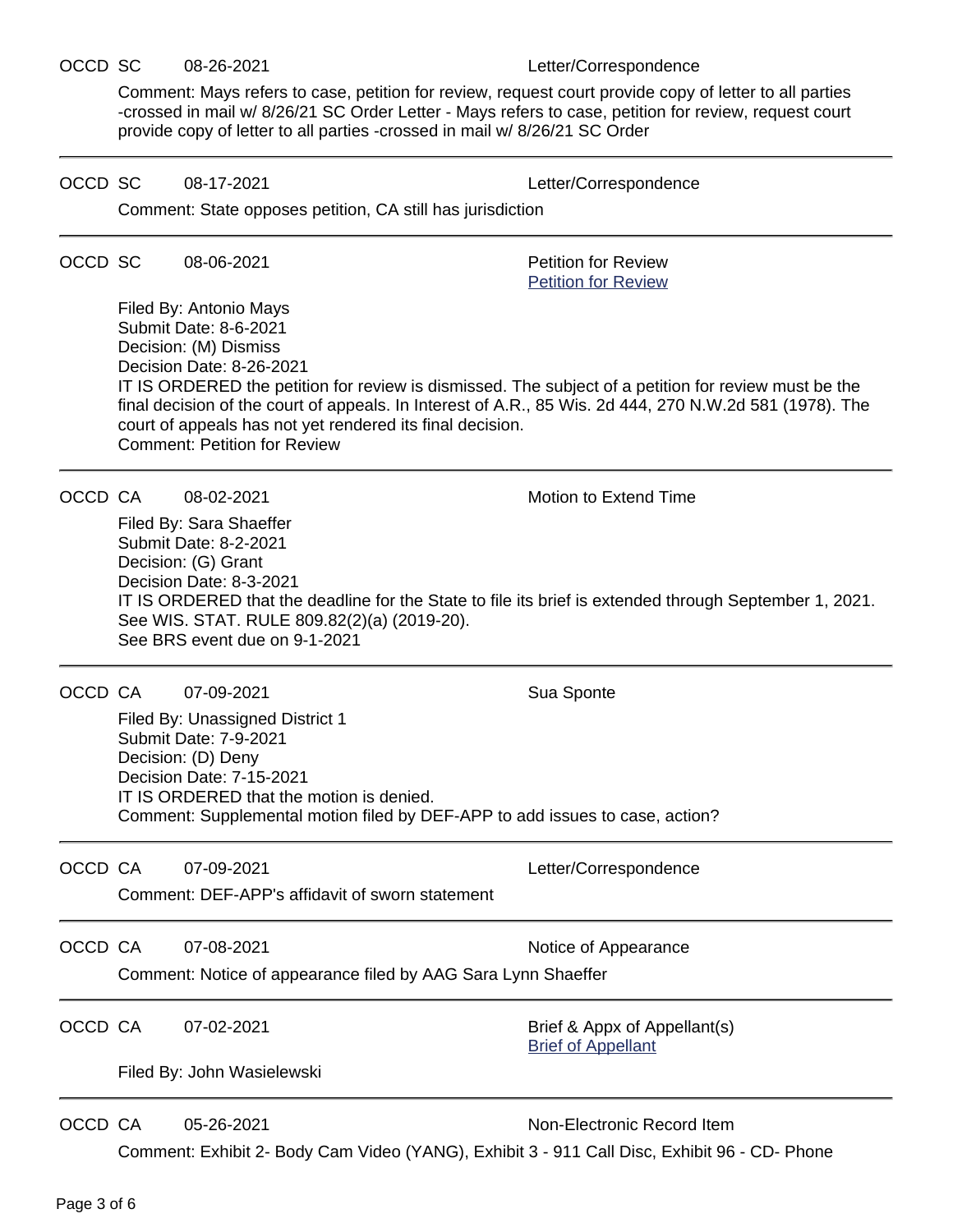OCCD SC 08-26-2021 Letter/Correspondence

Comment: Mays refers to case, petition for review, request court provide copy of letter to all parties -crossed in mail w/ 8/26/21 SC Order Letter - Mays refers to case, petition for review, request court provide copy of letter to all parties -crossed in mail w/ 8/26/21 SC Order

---

OCCD SC 08-17-2021 Letter/Correspondence

Comment: State opposes petition, CA still has jurisdiction

---

OCCD SC 08-06-2021 Petition for Review
[Petition for Review]

Filed By: Antonio Mays
Submit Date: 8-6-2021
Decision: (M) Dismiss
Decision Date: 8-26-2021
IT IS ORDERED the petition for review is dismissed. The subject of a petition for review must be the final decision of the court of appeals. In Interest of A.R., 85 Wis. 2d 444, 270 N.W.2d 581 (1978). The court of appeals has not yet rendered its final decision.
Comment: Petition for Review

---

OCCD CA 08-02-2021 Motion to Extend Time

Filed By: Sara Shaeffer
Submit Date: 8-2-2021
Decision: (G) Grant
Decision Date: 8-3-2021
IT IS ORDERED that the deadline for the State to file its brief is extended through September 1, 2021. See WIS. STAT. RULE 809.82(2)(a) (2019-20).
See BRS event due on 9-1-2021

---

OCCD CA 07-09-2021 Sua Sponte

Filed By: Unassigned District 1
Submit Date: 7-9-2021
Decision: (D) Deny
Decision Date: 7-15-2021
IT IS ORDERED that the motion is denied.
Comment: Supplemental motion filed by DEF-APP to add issues to case, action?

---

OCCD CA 07-09-2021 Letter/Correspondence

Comment: DEF-APP's affidavit of sworn statement

---

OCCD CA 07-08-2021 Notice of Appearance

Comment: Notice of appearance filed by AAG Sara Lynn Shaeffer

---

OCCD CA 07-02-2021 Brief & Appx of Appellant(s)
[Brief of Appellant]

Filed By: John Wasielewski

---

OCCD CA 05-26-2021 Non-Electronic Record Item

Comment: Exhibit 2- Body Cam Video (YANG), Exhibit 3 - 911 Call Disc, Exhibit 96 - CD- Phone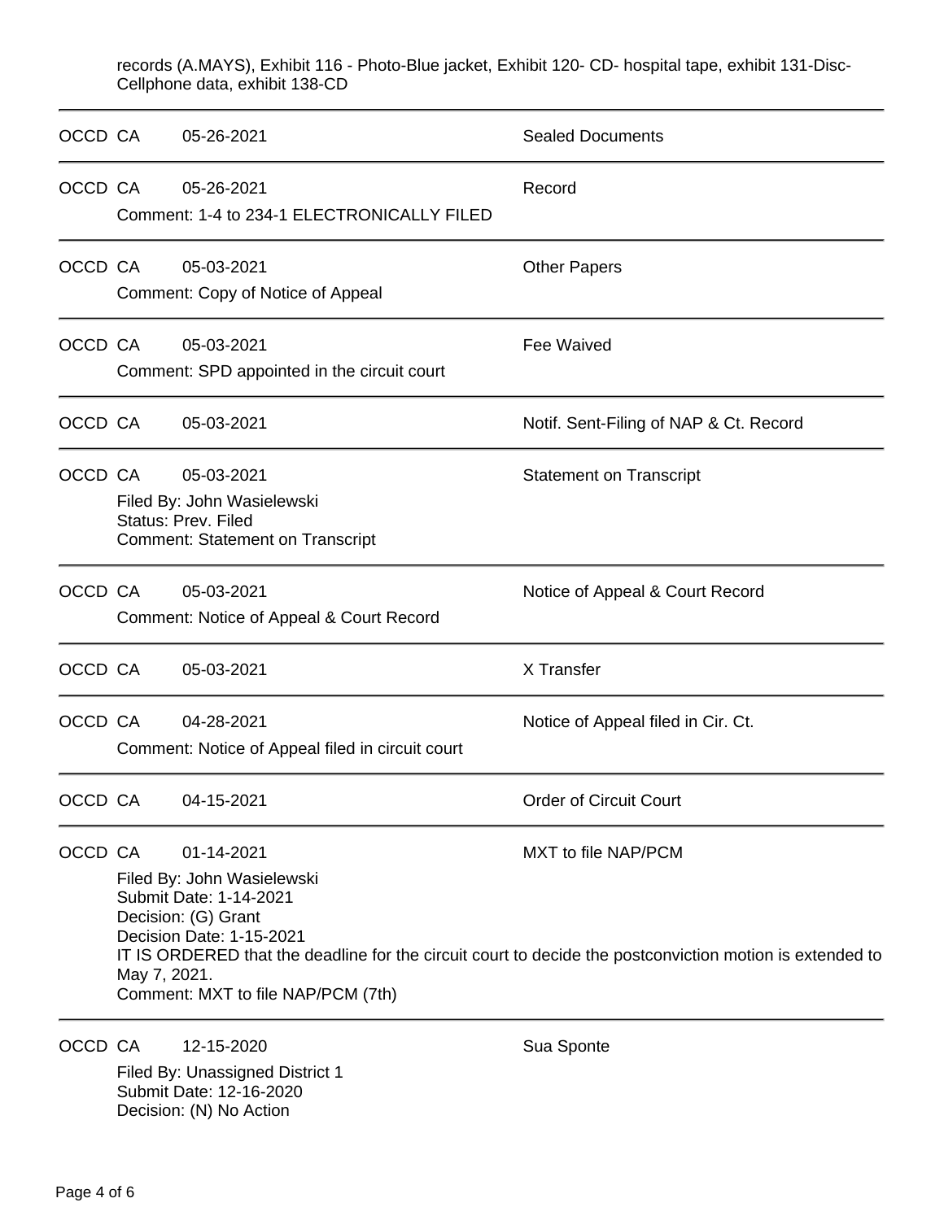records (A.MAYS), Exhibit 116 - Photo-Blue jacket, Exhibit 120- CD- hospital tape, exhibit 131-Disc-Cellphone data, exhibit 138-CD

---

OCCD CA 05-26-2021 Sealed Documents

---

OCCD CA 05-26-2021 Record

Comment: 1-4 to 234-1 ELECTRONICALLY FILED

---

OCCD CA 05-03-2021 Other Papers

Comment: Copy of Notice of Appeal

---

OCCD CA 05-03-2021 Fee Waived

Comment: SPD appointed in the circuit court

---

OCCD CA 05-03-2021 Notif. Sent-Filing of NAP & Ct. Record

---

OCCD CA 05-03-2021 Statement on Transcript

Filed By: John Wasielewski
Status: Prev. Filed
Comment: Statement on Transcript

---

OCCD CA 05-03-2021 Notice of Appeal & Court Record

Comment: Notice of Appeal & Court Record

---

OCCD CA 05-03-2021 X Transfer

---

OCCD CA 04-28-2021 Notice of Appeal filed in Cir. Ct.

Comment: Notice of Appeal filed in circuit court

---

OCCD CA 04-15-2021 Order of Circuit Court

---

OCCD CA 01-14-2021 MXT to file NAP/PCM

Filed By: John Wasielewski
Submit Date: 1-14-2021
Decision: (G) Grant
Decision Date: 1-15-2021
IT IS ORDERED that the deadline for the circuit court to decide the postconviction motion is extended to May 7, 2021.
Comment: MXT to file NAP/PCM (7th)

---

OCCD CA 12-15-2020 Sua Sponte

Filed By: Unassigned District 1
Submit Date: 12-16-2020
Decision: (N) No Action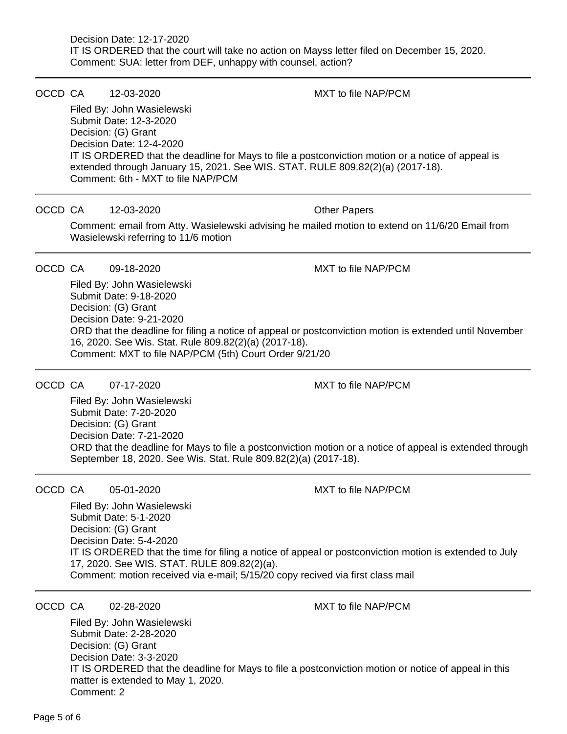Decision Date: 12-17-2020
IT IS ORDERED that the court will take no action on Mayss letter filed on December 15, 2020.
Comment: SUA: letter from DEF, unhappy with counsel, action?

---

OCCD CA 12-03-2020 MXT to file NAP/PCM

Filed By: John Wasielewski
Submit Date: 12-3-2020
Decision: (G) Grant
Decision Date: 12-4-2020
IT IS ORDERED that the deadline for Mays to file a postconviction motion or a notice of appeal is extended through January 15, 2021. See WIS. STAT. RULE 809.82(2)(a) (2017-18).
Comment: 6th - MXT to file NAP/PCM

---

OCCD CA 12-03-2020 Other Papers

Comment: email from Atty. Wasielewski advising he mailed motion to extend on 11/6/20 Email from Wasielewski referring to 11/6 motion

---

OCCD CA 09-18-2020 MXT to file NAP/PCM

Filed By: John Wasielewski
Submit Date: 9-18-2020
Decision: (G) Grant
Decision Date: 9-21-2020
ORD that the deadline for filing a notice of appeal or postconviction motion is extended until November 16, 2020. See Wis. Stat. Rule 809.82(2)(a) (2017-18).
Comment: MXT to file NAP/PCM (5th) Court Order 9/21/20

---

OCCD CA 07-17-2020 MXT to file NAP/PCM

Filed By: John Wasielewski
Submit Date: 7-20-2020
Decision: (G) Grant
Decision Date: 7-21-2020
ORD that the deadline for Mays to file a postconviction motion or a notice of appeal is extended through September 18, 2020. See Wis. Stat. Rule 809.82(2)(a) (2017-18).

---

OCCD CA 05-01-2020 MXT to file NAP/PCM

Filed By: John Wasielewski
Submit Date: 5-1-2020
Decision: (G) Grant
Decision Date: 5-4-2020
IT IS ORDERED that the time for filing a notice of appeal or postconviction motion is extended to July 17, 2020. See WIS. STAT. RULE 809.82(2)(a).
Comment: motion received via e-mail; 5/15/20 copy recived via first class mail

---

OCCD CA 02-28-2020 MXT to file NAP/PCM

Filed By: John Wasielewski
Submit Date: 2-28-2020
Decision: (G) Grant
Decision Date: 3-3-2020
IT IS ORDERED that the deadline for Mays to file a postconviction motion or notice of appeal in this matter is extended to May 1, 2020.
Comment: 2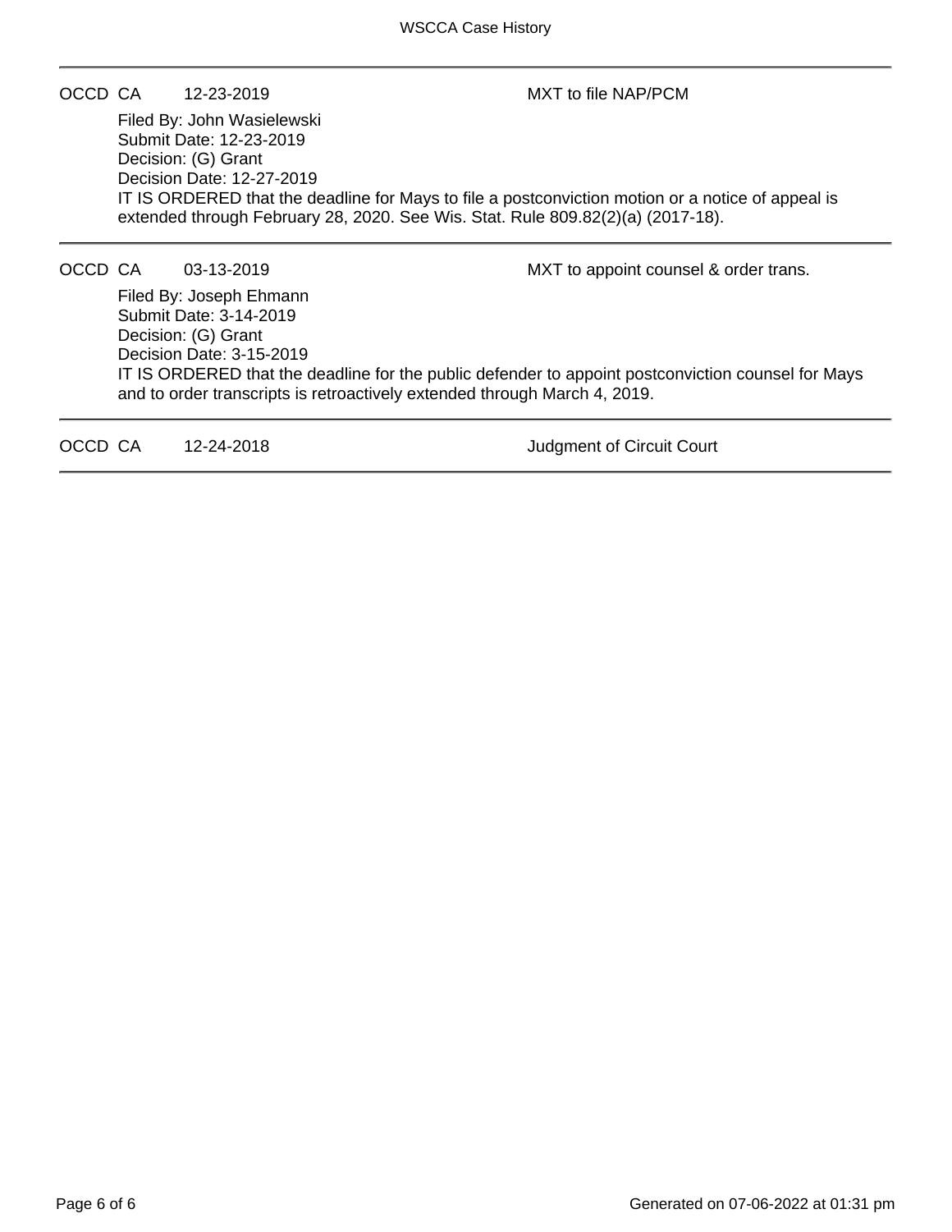OCCD CA 12-23-2019 MXT to file NAP/PCM

Filed By: John Wasielewski
Submit Date: 12-23-2019
Decision: (G) Grant
Decision Date: 12-27-2019
IT IS ORDERED that the deadline for Mays to file a postconviction motion or a notice of appeal is extended through February 28, 2020. See Wis. Stat. Rule 809.82(2)(a) (2017-18).

---

OCCD CA 03-13-2019 MXT to appoint counsel & order trans.

Filed By: Joseph Ehmann
Submit Date: 3-14-2019
Decision: (G) Grant
Decision Date: 3-15-2019
IT IS ORDERED that the deadline for the public defender to appoint postconviction counsel for Mays and to order transcripts is retroactively extended through March 4, 2019.

---

OCCD CA 12-24-2018 Judgment of Circuit Court

---